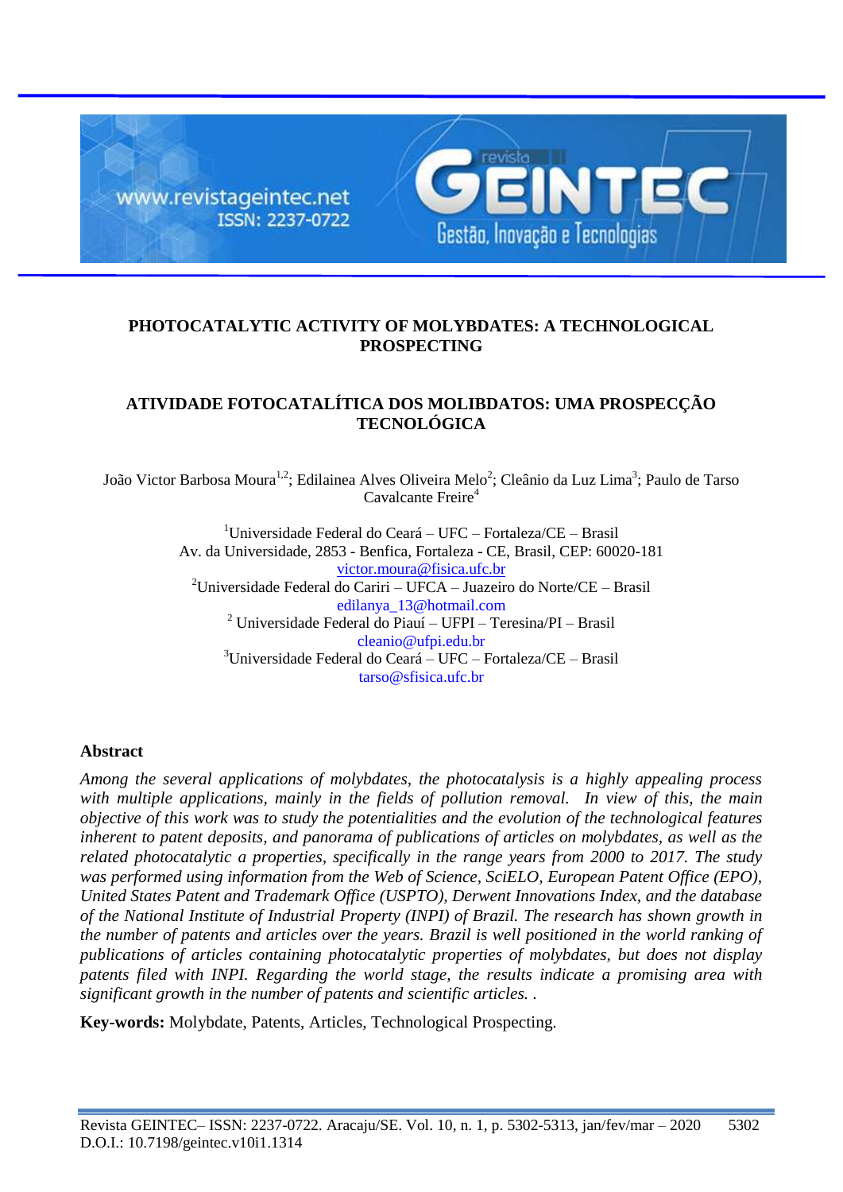# PHOTOCATALYTIC ACTIVITY OF MOLYBDATES: A TECHNOLOGICAL PROSPECTING

# ATIVIDADE FOTOCATALÍTICA DOS MOLIBDATOS: UMA PROSPECÇÃO TECNOLÓGICA

João Victor Barbosa Moura[1,2]; Edilainea Alves Oliveira Melo[2]; Cleânio da Luz Lima[3]; Paulo de Tarso Cavalcante Freire[4]

[1]Universidade Federal do Ceará – UFC – Fortaleza/CE – Brasil
Av. da Universidade, 2853 - Benfica, Fortaleza - CE, Brasil, CEP: 60020-181
victor.moura@fisica.ufc.br
[2]Universidade Federal do Cariri – UFCA – Juazeiro do Norte/CE – Brasil
edilanya_13@hotmail.com
[2] Universidade Federal do Piauí – UFPI – Teresina/PI – Brasil
cleanio@ufpi.edu.br
[3]Universidade Federal do Ceará – UFC – Fortaleza/CE – Brasil
tarso@sfisica.ufc.br

## Abstract

*Among the several applications of molybdates, the photocatalysis is a highly appealing process with multiple applications, mainly in the fields of pollution removal. In view of this, the main objective of this work was to study the potentialities and the evolution of the technological features inherent to patent deposits, and panorama of publications of articles on molybdates, as well as the related photocatalytic a properties, specifically in the range years from 2000 to 2017. The study was performed using information from the Web of Science, SciELO, European Patent Office (EPO), United States Patent and Trademark Office (USPTO), Derwent Innovations Index, and the database of the National Institute of Industrial Property (INPI) of Brazil. The research has shown growth in the number of patents and articles over the years. Brazil is well positioned in the world ranking of publications of articles containing photocatalytic properties of molybdates, but does not display patents filed with INPI. Regarding the world stage, the results indicate a promising area with significant growth in the number of patents and scientific articles. .*

**Key-words:** Molybdate, Patents, Articles, Technological Prospecting.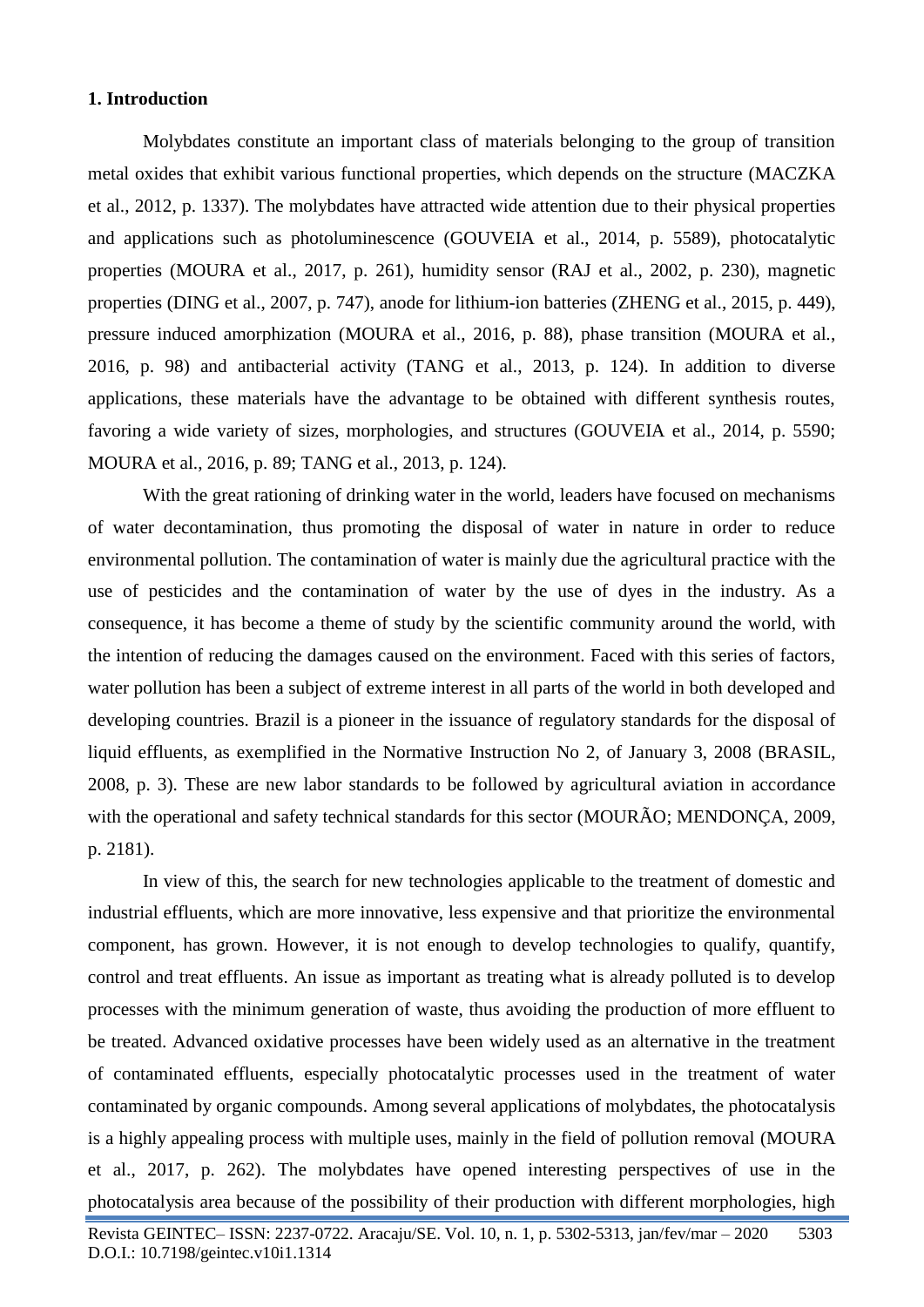## 1. Introduction

Molybdates constitute an important class of materials belonging to the group of transition metal oxides that exhibit various functional properties, which depends on the structure (MACZKA et al., 2012, p. 1337). The molybdates have attracted wide attention due to their physical properties and applications such as photoluminescence (GOUVEIA et al., 2014, p. 5589), photocatalytic properties (MOURA et al., 2017, p. 261), humidity sensor (RAJ et al., 2002, p. 230), magnetic properties (DING et al., 2007, p. 747), anode for lithium-ion batteries (ZHENG et al., 2015, p. 449), pressure induced amorphization (MOURA et al., 2016, p. 88), phase transition (MOURA et al., 2016, p. 98) and antibacterial activity (TANG et al., 2013, p. 124). In addition to diverse applications, these materials have the advantage to be obtained with different synthesis routes, favoring a wide variety of sizes, morphologies, and structures (GOUVEIA et al., 2014, p. 5590; MOURA et al., 2016, p. 89; TANG et al., 2013, p. 124).

With the great rationing of drinking water in the world, leaders have focused on mechanisms of water decontamination, thus promoting the disposal of water in nature in order to reduce environmental pollution. The contamination of water is mainly due the agricultural practice with the use of pesticides and the contamination of water by the use of dyes in the industry. As a consequence, it has become a theme of study by the scientific community around the world, with the intention of reducing the damages caused on the environment. Faced with this series of factors, water pollution has been a subject of extreme interest in all parts of the world in both developed and developing countries. Brazil is a pioneer in the issuance of regulatory standards for the disposal of liquid effluents, as exemplified in the Normative Instruction No 2, of January 3, 2008 (BRASIL, 2008, p. 3). These are new labor standards to be followed by agricultural aviation in accordance with the operational and safety technical standards for this sector (MOURÃO; MENDONÇA, 2009, p. 2181).

In view of this, the search for new technologies applicable to the treatment of domestic and industrial effluents, which are more innovative, less expensive and that prioritize the environmental component, has grown. However, it is not enough to develop technologies to qualify, quantify, control and treat effluents. An issue as important as treating what is already polluted is to develop processes with the minimum generation of waste, thus avoiding the production of more effluent to be treated. Advanced oxidative processes have been widely used as an alternative in the treatment of contaminated effluents, especially photocatalytic processes used in the treatment of water contaminated by organic compounds. Among several applications of molybdates, the photocatalysis is a highly appealing process with multiple uses, mainly in the field of pollution removal (MOURA et al., 2017, p. 262). The molybdates have opened interesting perspectives of use in the photocatalysis area because of the possibility of their production with different morphologies, high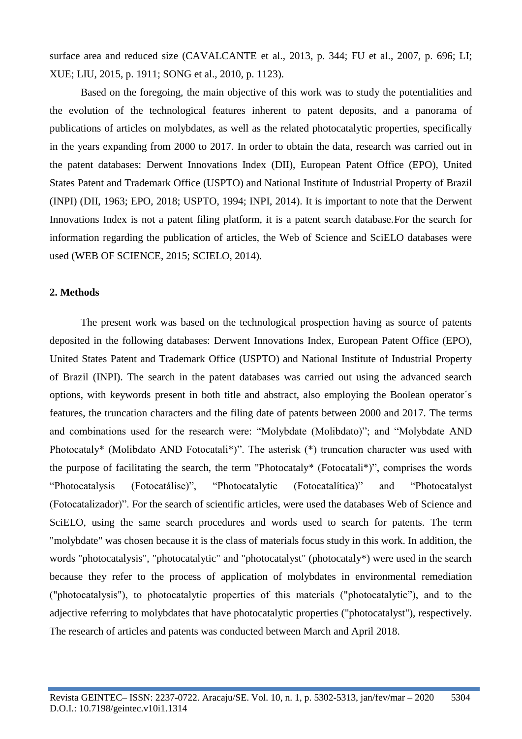surface area and reduced size (CAVALCANTE et al., 2013, p. 344; FU et al., 2007, p. 696; LI; XUE; LIU, 2015, p. 1911; SONG et al., 2010, p. 1123).

Based on the foregoing, the main objective of this work was to study the potentialities and the evolution of the technological features inherent to patent deposits, and a panorama of publications of articles on molybdates, as well as the related photocatalytic properties, specifically in the years expanding from 2000 to 2017. In order to obtain the data, research was carried out in the patent databases: Derwent Innovations Index (DII), European Patent Office (EPO), United States Patent and Trademark Office (USPTO) and National Institute of Industrial Property of Brazil (INPI) (DII, 1963; EPO, 2018; USPTO, 1994; INPI, 2014). It is important to note that the Derwent Innovations Index is not a patent filing platform, it is a patent search database.For the search for information regarding the publication of articles, the Web of Science and SciELO databases were used (WEB OF SCIENCE, 2015; SCIELO, 2014).

## 2. Methods

The present work was based on the technological prospection having as source of patents deposited in the following databases: Derwent Innovations Index, European Patent Office (EPO), United States Patent and Trademark Office (USPTO) and National Institute of Industrial Property of Brazil (INPI). The search in the patent databases was carried out using the advanced search options, with keywords present in both title and abstract, also employing the Boolean operator´s features, the truncation characters and the filing date of patents between 2000 and 2017. The terms and combinations used for the research were: “Molybdate (Molibdato)”; and “Molybdate AND Photocataly* (Molibdato AND Fotocatali*)”. The asterisk (*) truncation character was used with the purpose of facilitating the search, the term "Photocataly* (Fotocatali*)", comprises the words “Photocatalysis (Fotocatálise)”, “Photocatalytic (Fotocatalítica)” and “Photocatalyst (Fotocatalizador)”. For the search of scientific articles, were used the databases Web of Science and SciELO, using the same search procedures and words used to search for patents. The term "molybdate" was chosen because it is the class of materials focus study in this work. In addition, the words "photocatalysis", "photocatalytic" and "photocatalyst" (photocataly*) were used in the search because they refer to the process of application of molybdates in environmental remediation ("photocatalysis"), to photocatalytic properties of this materials ("photocatalytic”), and to the adjective referring to molybdates that have photocatalytic properties ("photocatalyst"), respectively. The research of articles and patents was conducted between March and April 2018.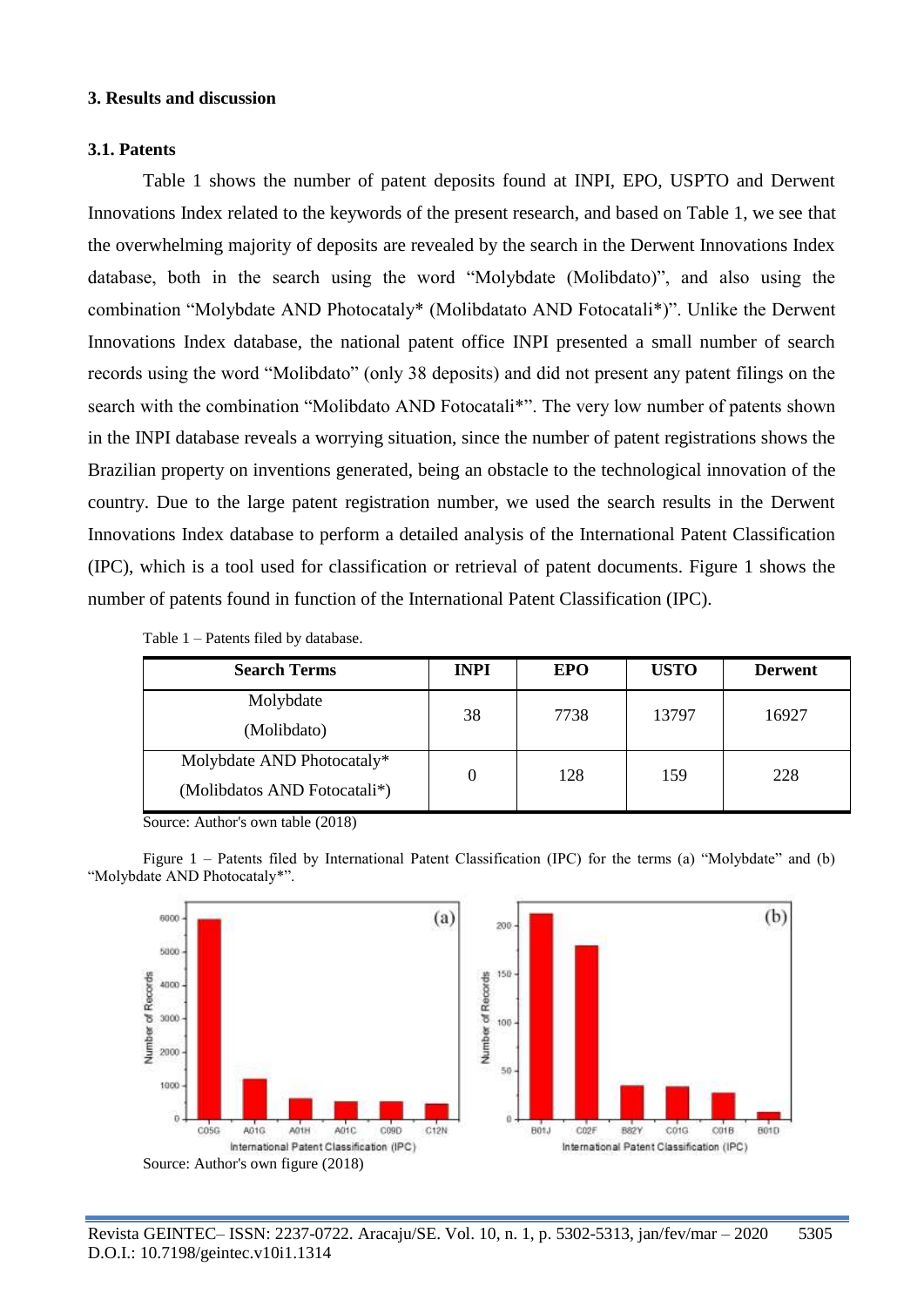## 3. Results and discussion

### 3.1. Patents

Table 1 shows the number of patent deposits found at INPI, EPO, USPTO and Derwent Innovations Index related to the keywords of the present research, and based on Table 1, we see that the overwhelming majority of deposits are revealed by the search in the Derwent Innovations Index database, both in the search using the word "Molybdate (Molibdato)", and also using the combination "Molybdate AND Photocataly* (Molibdatato AND Fotocatali*)". Unlike the Derwent Innovations Index database, the national patent office INPI presented a small number of search records using the word "Molibdato" (only 38 deposits) and did not present any patent filings on the search with the combination "Molibdato AND Fotocatali*". The very low number of patents shown in the INPI database reveals a worrying situation, since the number of patent registrations shows the Brazilian property on inventions generated, being an obstacle to the technological innovation of the country. Due to the large patent registration number, we used the search results in the Derwent Innovations Index database to perform a detailed analysis of the International Patent Classification (IPC), which is a tool used for classification or retrieval of patent documents. Figure 1 shows the number of patents found in function of the International Patent Classification (IPC).

Table 1 – Patents filed by database.

| Search Terms | INPI | EPO | USTO | Derwent |
|---|---|---|---|---|
| Molybdate (Molibdato) | 38 | 7738 | 13797 | 16927 |
| Molybdate AND Photocataly* (Molibdatos AND Fotocatali*) | 0 | 128 | 159 | 228 |

Source: Author's own table (2018)

Figure 1 – Patents filed by International Patent Classification (IPC) for the terms (a) "Molybdate" and (b) "Molybdate AND Photocataly*".

Source: Author's own figure (2018)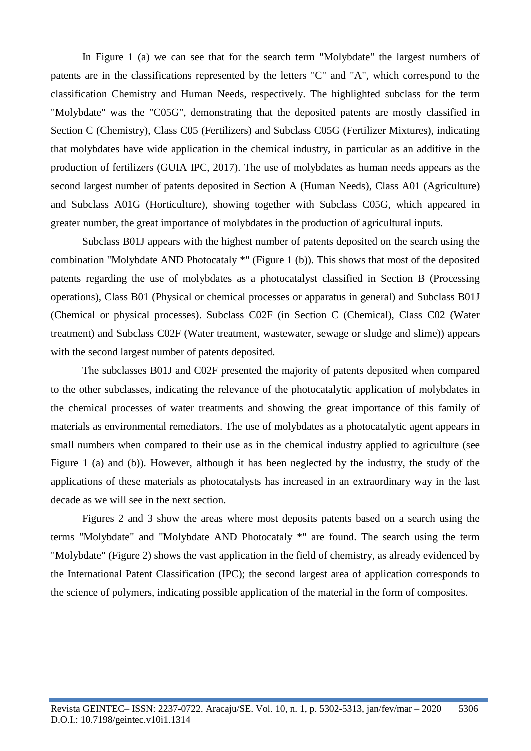In Figure 1 (a) we can see that for the search term "Molybdate" the largest numbers of patents are in the classifications represented by the letters "C" and "A", which correspond to the classification Chemistry and Human Needs, respectively. The highlighted subclass for the term "Molybdate" was the "C05G", demonstrating that the deposited patents are mostly classified in Section C (Chemistry), Class C05 (Fertilizers) and Subclass C05G (Fertilizer Mixtures), indicating that molybdates have wide application in the chemical industry, in particular as an additive in the production of fertilizers (GUIA IPC, 2017). The use of molybdates as human needs appears as the second largest number of patents deposited in Section A (Human Needs), Class A01 (Agriculture) and Subclass A01G (Horticulture), showing together with Subclass C05G, which appeared in greater number, the great importance of molybdates in the production of agricultural inputs.

Subclass B01J appears with the highest number of patents deposited on the search using the combination "Molybdate AND Photocataly *" (Figure 1 (b)). This shows that most of the deposited patents regarding the use of molybdates as a photocatalyst classified in Section B (Processing operations), Class B01 (Physical or chemical processes or apparatus in general) and Subclass B01J (Chemical or physical processes). Subclass C02F (in Section C (Chemical), Class C02 (Water treatment) and Subclass C02F (Water treatment, wastewater, sewage or sludge and slime)) appears with the second largest number of patents deposited.

The subclasses B01J and C02F presented the majority of patents deposited when compared to the other subclasses, indicating the relevance of the photocatalytic application of molybdates in the chemical processes of water treatments and showing the great importance of this family of materials as environmental remediators. The use of molybdates as a photocatalytic agent appears in small numbers when compared to their use as in the chemical industry applied to agriculture (see Figure 1 (a) and (b)). However, although it has been neglected by the industry, the study of the applications of these materials as photocatalysts has increased in an extraordinary way in the last decade as we will see in the next section.

Figures 2 and 3 show the areas where most deposits patents based on a search using the terms "Molybdate" and "Molybdate AND Photocataly *" are found. The search using the term "Molybdate" (Figure 2) shows the vast application in the field of chemistry, as already evidenced by the International Patent Classification (IPC); the second largest area of application corresponds to the science of polymers, indicating possible application of the material in the form of composites.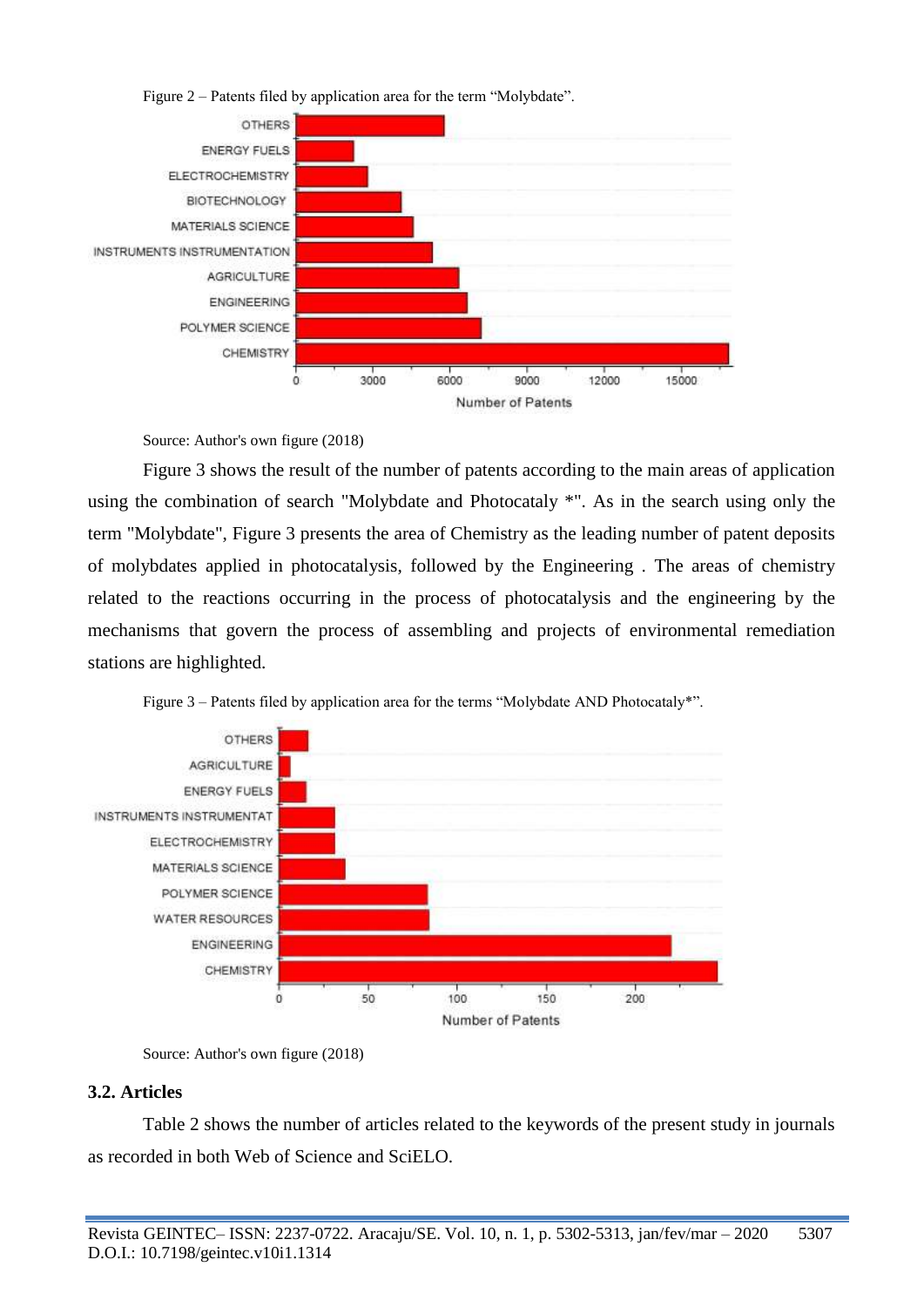Figure 2 – Patents filed by application area for the term "Molybdate".

Source: Author's own figure (2018)

Figure 3 shows the result of the number of patents according to the main areas of application using the combination of search "Molybdate and Photocataly *". As in the search using only the term "Molybdate", Figure 3 presents the area of Chemistry as the leading number of patent deposits of molybdates applied in photocatalysis, followed by the Engineering . The areas of chemistry related to the reactions occurring in the process of photocatalysis and the engineering by the mechanisms that govern the process of assembling and projects of environmental remediation stations are highlighted.

Figure 3 – Patents filed by application area for the terms "Molybdate AND Photocataly*".

Source: Author's own figure (2018)

### 3.2. Articles

Table 2 shows the number of articles related to the keywords of the present study in journals as recorded in both Web of Science and SciELO.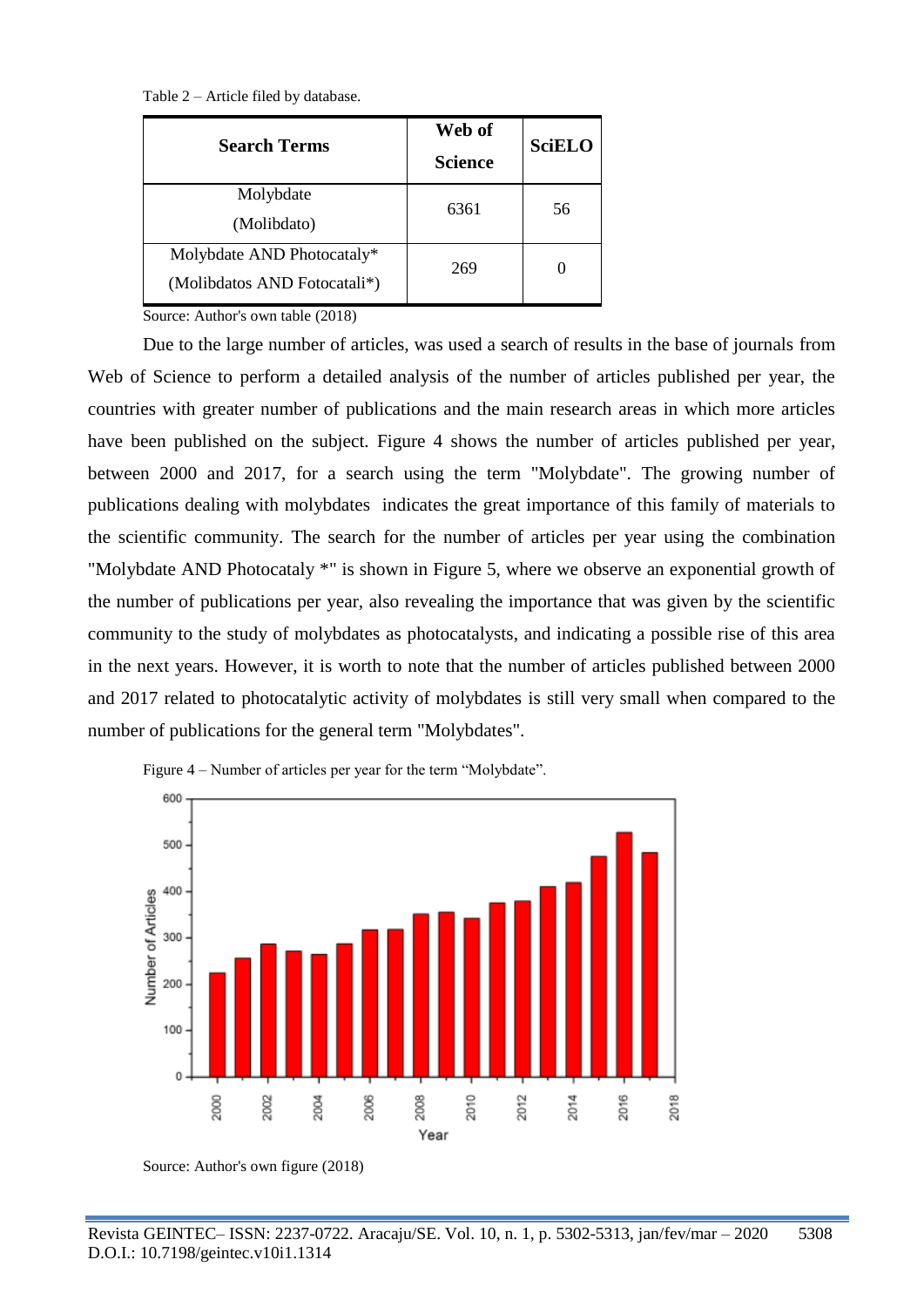Table 2 – Article filed by database.

| Search Terms | Web of Science | SciELO |
|---|---|---|
| Molybdate (Molibdato) | 6361 | 56 |
| Molybdate AND Photocataly* (Molibdatos AND Fotocatali*) | 269 | 0 |

Source: Author's own table (2018)

Due to the large number of articles, was used a search of results in the base of journals from Web of Science to perform a detailed analysis of the number of articles published per year, the countries with greater number of publications and the main research areas in which more articles have been published on the subject. Figure 4 shows the number of articles published per year, between 2000 and 2017, for a search using the term "Molybdate". The growing number of publications dealing with molybdates indicates the great importance of this family of materials to the scientific community. The search for the number of articles per year using the combination "Molybdate AND Photocataly *" is shown in Figure 5, where we observe an exponential growth of the number of publications per year, also revealing the importance that was given by the scientific community to the study of molybdates as photocatalysts, and indicating a possible rise of this area in the next years. However, it is worth to note that the number of articles published between 2000 and 2017 related to photocatalytic activity of molybdates is still very small when compared to the number of publications for the general term "Molybdates".

Figure 4 – Number of articles per year for the term "Molybdate".

Source: Author's own figure (2018)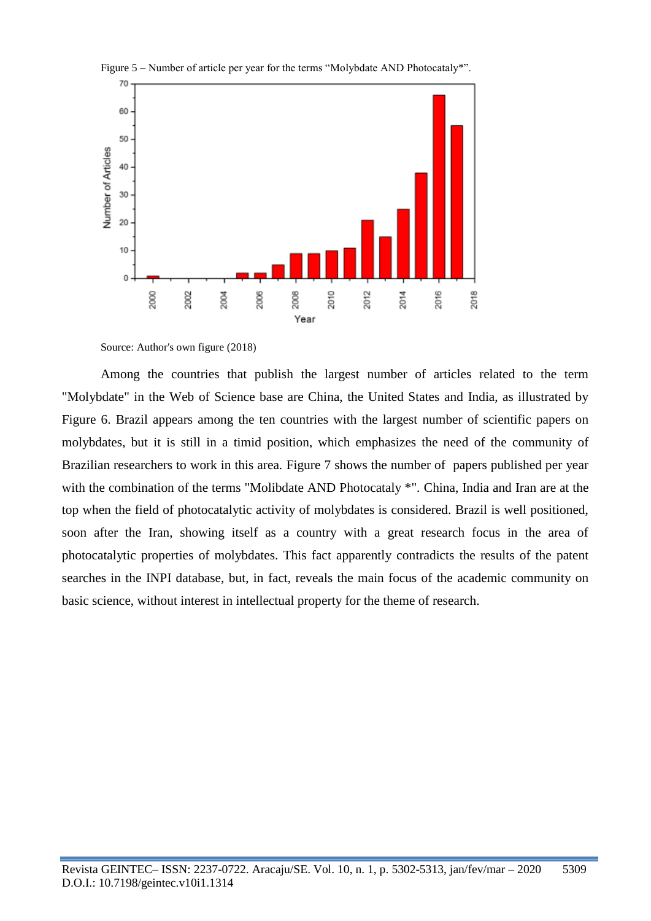Figure 5 – Number of article per year for the terms “Molybdate AND Photocataly*”.

Source: Author's own figure (2018)

Among the countries that publish the largest number of articles related to the term "Molybdate" in the Web of Science base are China, the United States and India, as illustrated by Figure 6. Brazil appears among the ten countries with the largest number of scientific papers on molybdates, but it is still in a timid position, which emphasizes the need of the community of Brazilian researchers to work in this area. Figure 7 shows the number of papers published per year with the combination of the terms "Molibdate AND Photocataly *". China, India and Iran are at the top when the field of photocatalytic activity of molybdates is considered. Brazil is well positioned, soon after the Iran, showing itself as a country with a great research focus in the area of photocatalytic properties of molybdates. This fact apparently contradicts the results of the patent searches in the INPI database, but, in fact, reveals the main focus of the academic community on basic science, without interest in intellectual property for the theme of research.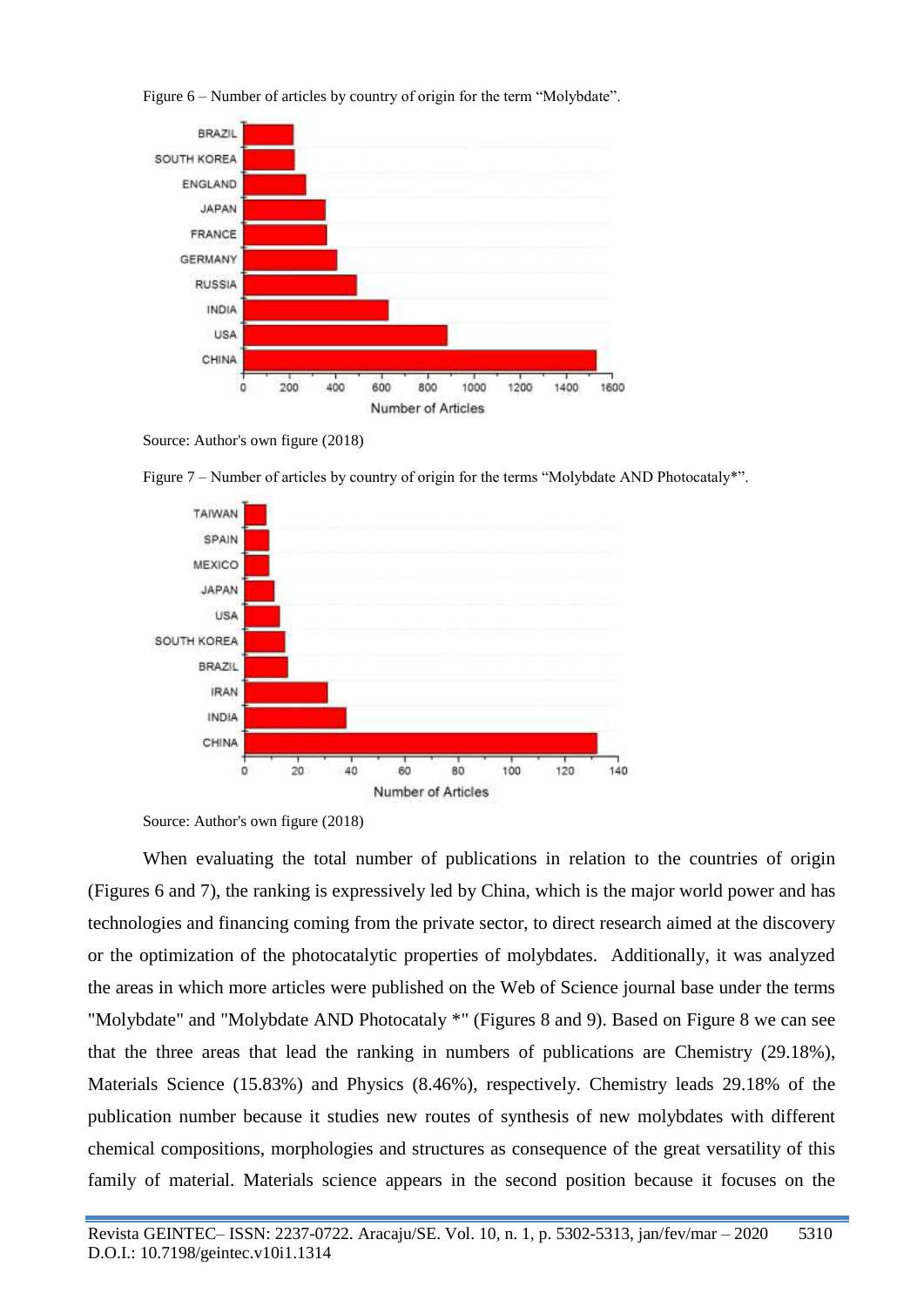Figure 6 – Number of articles by country of origin for the term “Molybdate”.

Source: Author's own figure (2018)

Figure 7 – Number of articles by country of origin for the terms “Molybdate AND Photocataly*”.

Source: Author's own figure (2018)

When evaluating the total number of publications in relation to the countries of origin (Figures 6 and 7), the ranking is expressively led by China, which is the major world power and has technologies and financing coming from the private sector, to direct research aimed at the discovery or the optimization of the photocatalytic properties of molybdates. Additionally, it was analyzed the areas in which more articles were published on the Web of Science journal base under the terms "Molybdate" and "Molybdate AND Photocataly *" (Figures 8 and 9). Based on Figure 8 we can see that the three areas that lead the ranking in numbers of publications are Chemistry (29.18%), Materials Science (15.83%) and Physics (8.46%), respectively. Chemistry leads 29.18% of the publication number because it studies new routes of synthesis of new molybdates with different chemical compositions, morphologies and structures as consequence of the great versatility of this family of material. Materials science appears in the second position because it focuses on the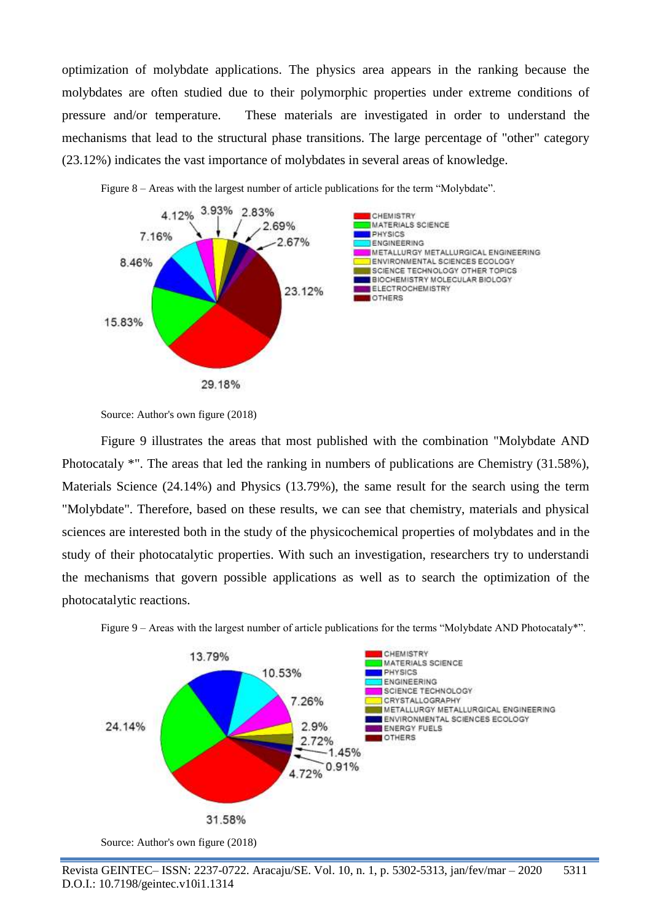optimization of molybdate applications. The physics area appears in the ranking because the molybdates are often studied due to their polymorphic properties under extreme conditions of pressure and/or temperature. These materials are investigated in order to understand the mechanisms that lead to the structural phase transitions. The large percentage of "other" category (23.12%) indicates the vast importance of molybdates in several areas of knowledge.

Figure 8 – Areas with the largest number of article publications for the term "Molybdate".

Source: Author's own figure (2018)

Figure 9 illustrates the areas that most published with the combination "Molybdate AND Photocataly *". The areas that led the ranking in numbers of publications are Chemistry (31.58%), Materials Science (24.14%) and Physics (13.79%), the same result for the search using the term "Molybdate". Therefore, based on these results, we can see that chemistry, materials and physical sciences are interested both in the study of the physicochemical properties of molybdates and in the study of their photocatalytic properties. With such an investigation, researchers try to understandi the mechanisms that govern possible applications as well as to search the optimization of the photocatalytic reactions.

Figure 9 – Areas with the largest number of article publications for the terms "Molybdate AND Photocataly*".

Source: Author's own figure (2018)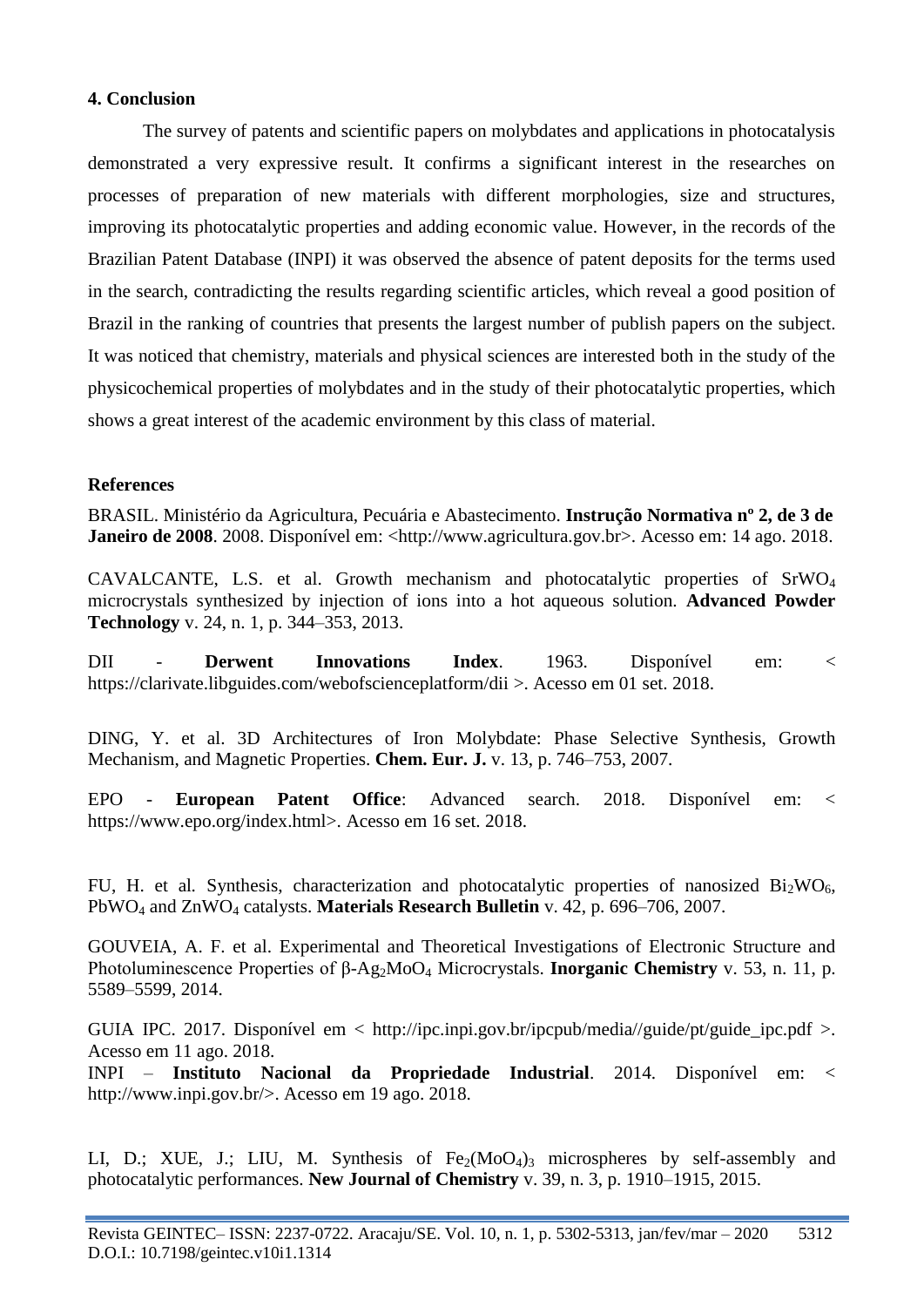## 4. Conclusion

The survey of patents and scientific papers on molybdates and applications in photocatalysis demonstrated a very expressive result. It confirms a significant interest in the researches on processes of preparation of new materials with different morphologies, size and structures, improving its photocatalytic properties and adding economic value. However, in the records of the Brazilian Patent Database (INPI) it was observed the absence of patent deposits for the terms used in the search, contradicting the results regarding scientific articles, which reveal a good position of Brazil in the ranking of countries that presents the largest number of publish papers on the subject. It was noticed that chemistry, materials and physical sciences are interested both in the study of the physicochemical properties of molybdates and in the study of their photocatalytic properties, which shows a great interest of the academic environment by this class of material.

## References

BRASIL. Ministério da Agricultura, Pecuária e Abastecimento. **Instrução Normativa nº 2, de 3 de Janeiro de 2008**. 2008. Disponível em: <http://www.agricultura.gov.br>. Acesso em: 14 ago. 2018.

CAVALCANTE, L.S. et al. Growth mechanism and photocatalytic properties of $SrWO_4$ microcrystals synthesized by injection of ions into a hot aqueous solution. **Advanced Powder Technology** v. 24, n. 1, p. 344–353, 2013.

DII - **Derwent Innovations Index**. 1963. Disponível em: < https://clarivate.libguides.com/webofscienceplatform/dii >. Acesso em 01 set. 2018.

DING, Y. et al. 3D Architectures of Iron Molybdate: Phase Selective Synthesis, Growth Mechanism, and Magnetic Properties. **Chem. Eur. J.** v. 13, p. 746–753, 2007.

EPO - **European Patent Office**: Advanced search. 2018. Disponível em: < https://www.epo.org/index.html>. Acesso em 16 set. 2018.

FU, H. et al. Synthesis, characterization and photocatalytic properties of nanosized $Bi_2WO_6$, $PbWO_4$ and $ZnWO_4$ catalysts. **Materials Research Bulletin** v. 42, p. 696–706, 2007.

GOUVEIA, A. F. et al. Experimental and Theoretical Investigations of Electronic Structure and Photoluminescence Properties of β-$Ag_2MoO_4$ Microcrystals. **Inorganic Chemistry** v. 53, n. 11, p. 5589–5599, 2014.

GUIA IPC. 2017. Disponível em < http://ipc.inpi.gov.br/ipcpub/media//guide/pt/guide_ipc.pdf >. Acesso em 11 ago. 2018.

INPI – **Instituto Nacional da Propriedade Industrial**. 2014. Disponível em: < http://www.inpi.gov.br/>. Acesso em 19 ago. 2018.

LI, D.; XUE, J.; LIU, M. Synthesis of $Fe_2(MoO_4)_3$ microspheres by self-assembly and photocatalytic performances. **New Journal of Chemistry** v. 39, n. 3, p. 1910–1915, 2015.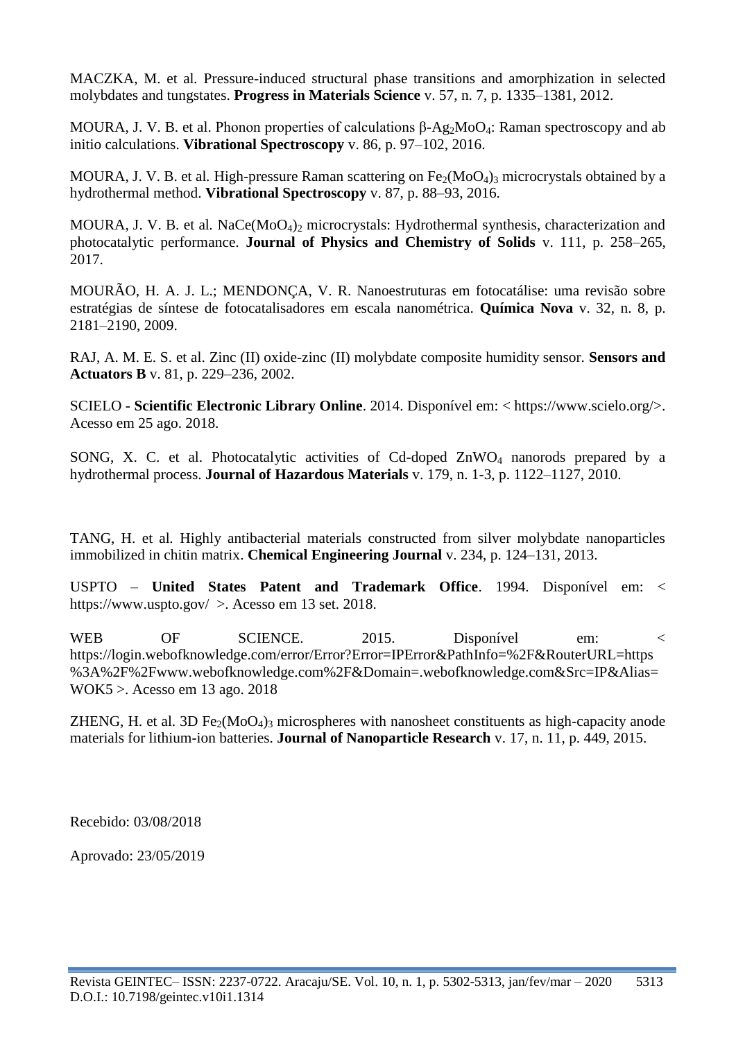MACZKA, M. et al. Pressure-induced structural phase transitions and amorphization in selected molybdates and tungstates. **Progress in Materials Science** v. 57, n. 7, p. 1335–1381, 2012.

MOURA, J. V. B. et al. Phonon properties of calculations β-$Ag_2MoO_4$: Raman spectroscopy and ab initio calculations. **Vibrational Spectroscopy** v. 86, p. 97–102, 2016.

MOURA, J. V. B. et al. High-pressure Raman scattering on $Fe_2(MoO_4)_3$ microcrystals obtained by a hydrothermal method. **Vibrational Spectroscopy** v. 87, p. 88–93, 2016.

MOURA, J. V. B. et al. $NaCe(MoO_4)_2$ microcrystals: Hydrothermal synthesis, characterization and photocatalytic performance. **Journal of Physics and Chemistry of Solids** v. 111, p. 258–265, 2017.

MOURÃO, H. A. J. L.; MENDONÇA, V. R. Nanoestruturas em fotocatálise: uma revisão sobre estratégias de síntese de fotocatalisadores em escala nanométrica. **Química Nova** v. 32, n. 8, p. 2181–2190, 2009.

RAJ, A. M. E. S. et al. Zinc (II) oxide-zinc (II) molybdate composite humidity sensor. **Sensors and Actuators B** v. 81, p. 229–236, 2002.

SCIELO - **Scientific Electronic Library Online**. 2014. Disponível em: < https://www.scielo.org/>. Acesso em 25 ago. 2018.

SONG, X. C. et al. Photocatalytic activities of Cd-doped $ZnWO_4$ nanorods prepared by a hydrothermal process. **Journal of Hazardous Materials** v. 179, n. 1-3, p. 1122–1127, 2010.

TANG, H. et al. Highly antibacterial materials constructed from silver molybdate nanoparticles immobilized in chitin matrix. **Chemical Engineering Journal** v. 234, p. 124–131, 2013.

USPTO – **United States Patent and Trademark Office**. 1994. Disponível em: < https://www.uspto.gov/ >. Acesso em 13 set. 2018.

WEB OF SCIENCE. 2015. Disponível em: < https://login.webofknowledge.com/error/Error?Error=IPError&PathInfo=%2F&RouterURL=https%3A%2F%2Fwww.webofknowledge.com%2F&Domain=.webofknowledge.com&Src=IP&Alias=WOK5 >. Acesso em 13 ago. 2018

ZHENG, H. et al. 3D $Fe_2(MoO_4)_3$ microspheres with nanosheet constituents as high-capacity anode materials for lithium-ion batteries. **Journal of Nanoparticle Research** v. 17, n. 11, p. 449, 2015.

Recebido: 03/08/2018

Aprovado: 23/05/2019